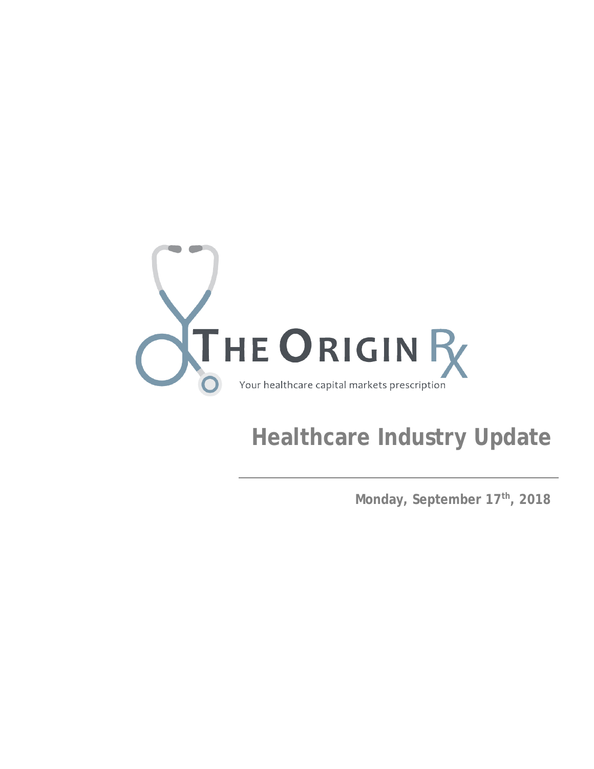THE ORIGIN Rx

Your healthcare capital markets prescription

# Healthcare Industry Update

**Monday, September 17th, 2018**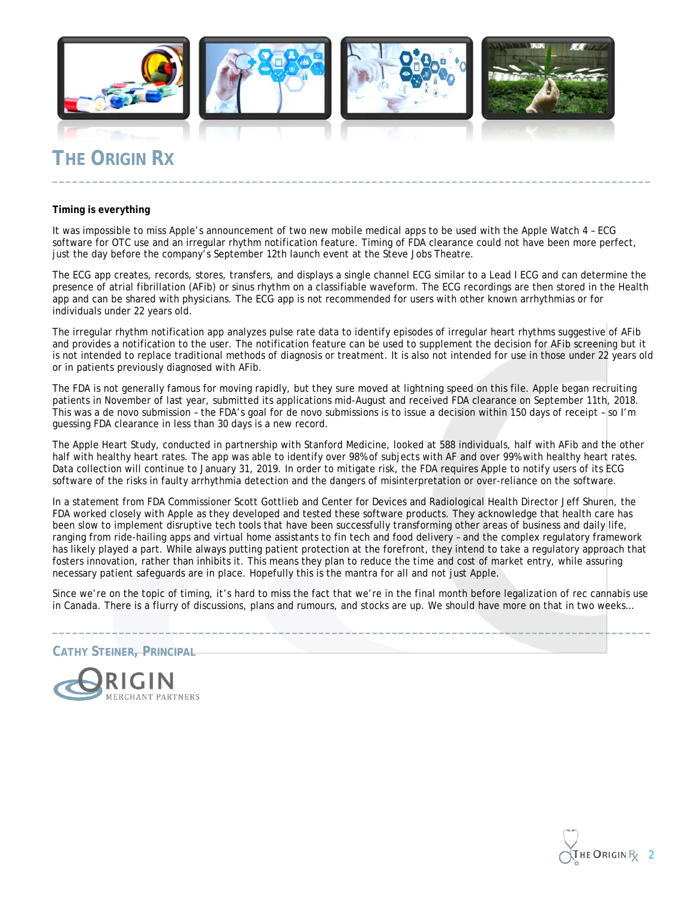# The Origin Rx

**Timing is everything**

It was impossible to miss Apple's announcement of two new mobile medical apps to be used with the Apple Watch 4 – ECG software for OTC use and an irregular rhythm notification feature. Timing of FDA clearance could not have been more perfect, just the day before the company's September 12th launch event at the Steve Jobs Theatre.

The ECG app creates, records, stores, transfers, and displays a single channel ECG similar to a Lead I ECG and can determine the presence of atrial fibrillation (AFib) or sinus rhythm on a classifiable waveform. The ECG recordings are then stored in the Health app and can be shared with physicians. The ECG app is not recommended for users with other known arrhythmias or for individuals under 22 years old.

The irregular rhythm notification app analyzes pulse rate data to identify episodes of irregular heart rhythms suggestive of AFib and provides a notification to the user. The notification feature can be used to supplement the decision for AFib screening but it is not intended to replace traditional methods of diagnosis or treatment. It is also not intended for use in those under 22 years old or in patients previously diagnosed with AFib.

The FDA is not generally famous for moving rapidly, but they sure moved at lightning speed on this file. Apple began recruiting patients in November of last year, submitted its applications mid-August and received FDA clearance on September 11th, 2018. This was a de novo submission – the FDA's goal for de novo submissions is to issue a decision within 150 days of receipt – so I'm guessing FDA clearance in less than 30 days is a new record.

The Apple Heart Study, conducted in partnership with Stanford Medicine, looked at 588 individuals, half with AFib and the other half with healthy heart rates. The app was able to identify over 98% of subjects with AF and over 99% with healthy heart rates. Data collection will continue to January 31, 2019. In order to mitigate risk, the FDA requires Apple to notify users of its ECG software of the risks in faulty arrhythmia detection and the dangers of misinterpretation or over-reliance on the software.

In a statement from FDA Commissioner Scott Gottlieb and Center for Devices and Radiological Health Director Jeff Shuren, the FDA worked closely with Apple as they developed and tested these software products. They acknowledge that health care has been slow to implement disruptive tech tools that have been successfully transforming other areas of business and daily life, ranging from ride-hailing apps and virtual home assistants to fin tech and food delivery – and the complex regulatory framework has likely played a part. While always putting patient protection at the forefront, they intend to take a regulatory approach that fosters innovation, rather than inhibits it. This means they plan to reduce the time and cost of market entry, while assuring necessary patient safeguards are in place. Hopefully this is the mantra for all and not just Apple.

Since we're on the topic of timing, it's hard to miss the fact that we're in the final month before legalization of rec cannabis use in Canada. There is a flurry of discussions, plans and rumours, and stocks are up. We should have more on that in two weeks…

**Cathy Steiner, Principal**

Origin Merchant Partners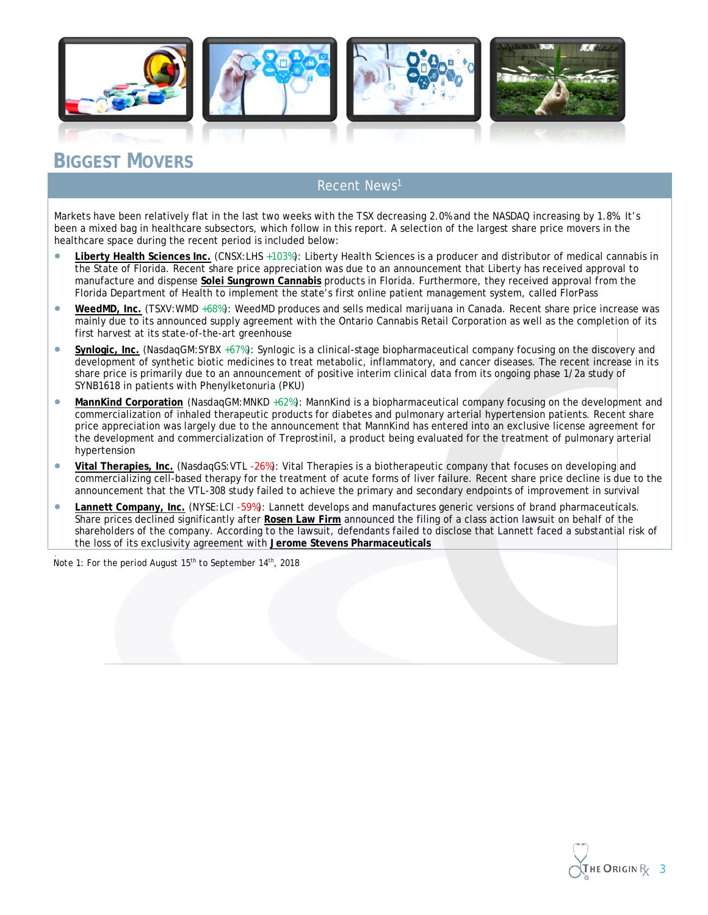# BIGGEST MOVERS

## Recent News[1]

Markets have been relatively flat in the last two weeks with the TSX decreasing 2.0% and the NASDAQ increasing by 1.8%. It's been a mixed bag in healthcare subsectors, which follow in this report. A selection of the largest share price movers in the healthcare space during the recent period is included below:

- **Liberty Health Sciences Inc.** (CNSX:LHS +103%): Liberty Health Sciences is a producer and distributor of medical cannabis in the State of Florida. Recent share price appreciation was due to an announcement that Liberty has received approval to manufacture and dispense **Solei Sungrown Cannabis** products in Florida. Furthermore, they received approval from the Florida Department of Health to implement the state's first online patient management system, called FlorPass
- **WeedMD, Inc.** (TSXV:WMD +68%): WeedMD produces and sells medical marijuana in Canada. Recent share price increase was mainly due to its announced supply agreement with the Ontario Cannabis Retail Corporation as well as the completion of its first harvest at its state-of-the-art greenhouse
- **Synlogic, Inc.** (NasdaqGM:SYBX +67%): Synlogic is a clinical-stage biopharmaceutical company focusing on the discovery and development of synthetic biotic medicines to treat metabolic, inflammatory, and cancer diseases. The recent increase in its share price is primarily due to an announcement of positive interim clinical data from its ongoing phase 1/2a study of SYNB1618 in patients with Phenylketonuria (PKU)
- **MannKind Corporation** (NasdaqGM:MNKD +62%): MannKind is a biopharmaceutical company focusing on the development and commercialization of inhaled therapeutic products for diabetes and pulmonary arterial hypertension patients. Recent share price appreciation was largely due to the announcement that MannKind has entered into an exclusive license agreement for the development and commercialization of Treprostinil, a product being evaluated for the treatment of pulmonary arterial hypertension
- **Vital Therapies, Inc.** (NasdaqGS:VTL -26%): Vital Therapies is a biotherapeutic company that focuses on developing and commercializing cell-based therapy for the treatment of acute forms of liver failure. Recent share price decline is due to the announcement that the VTL-308 study failed to achieve the primary and secondary endpoints of improvement in survival
- **Lannett Company, Inc.** (NYSE:LCI -59%): Lannett develops and manufactures generic versions of brand pharmaceuticals. Share prices declined significantly after **Rosen Law Firm** announced the filing of a class action lawsuit on behalf of the shareholders of the company. According to the lawsuit, defendants failed to disclose that Lannett faced a substantial risk of the loss of its exclusivity agreement with **Jerome Stevens Pharmaceuticals**

Note 1: For the period August 15th to September 14th, 2018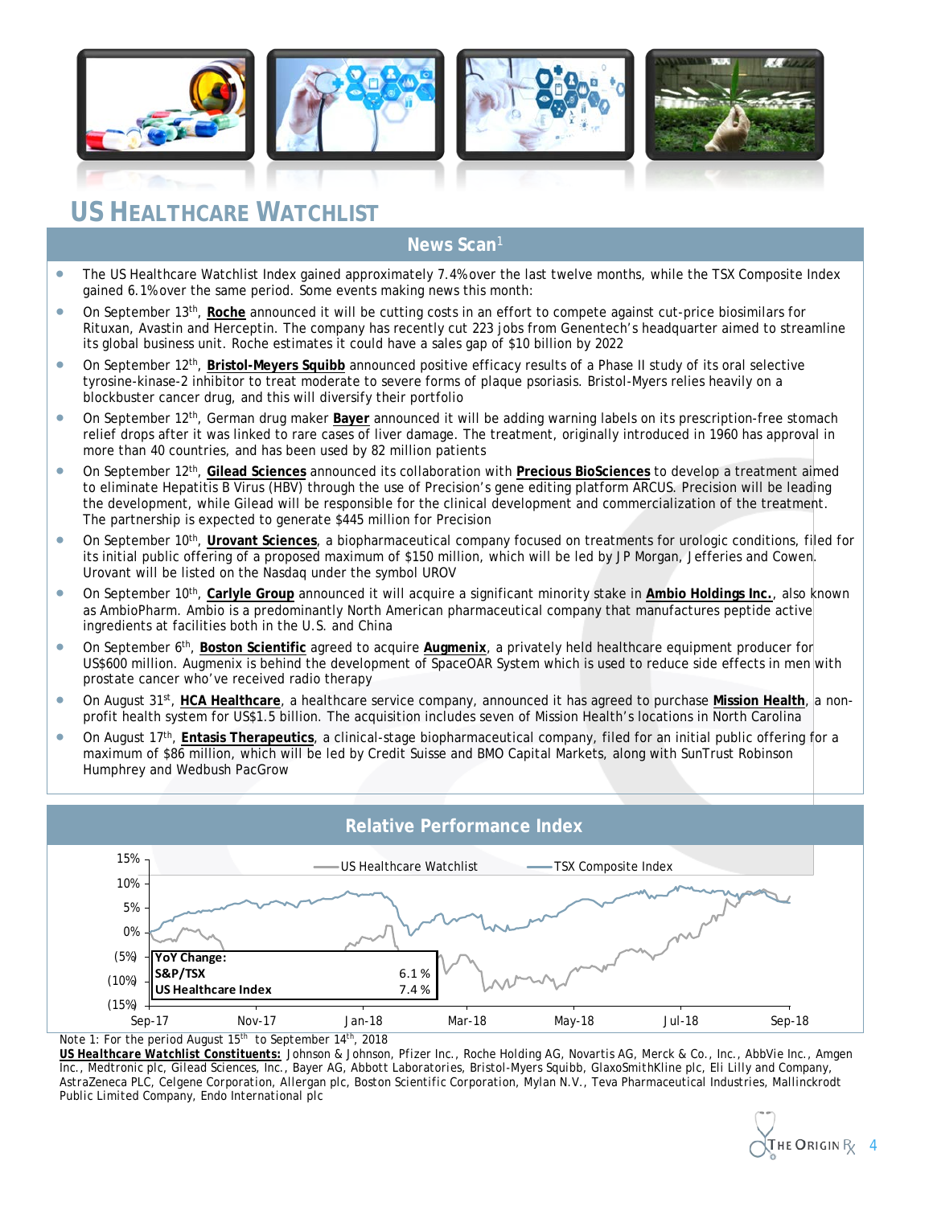# US HEALTHCARE WATCHLIST

## News Scan[1]

- The US Healthcare Watchlist Index gained approximately 7.4% over the last twelve months, while the TSX Composite Index gained 6.1% over the same period. Some events making news this month:
- On September 13th, **Roche** announced it will be cutting costs in an effort to compete against cut-price biosimilars for Rituxan, Avastin and Herceptin. The company has recently cut 223 jobs from Genentech's headquarter aimed to streamline its global business unit. Roche estimates it could have a sales gap of $10 billion by 2022
- On September 12th, **Bristol-Meyers Squibb** announced positive efficacy results of a Phase II study of its oral selective tyrosine-kinase-2 inhibitor to treat moderate to severe forms of plaque psoriasis. Bristol-Myers relies heavily on a blockbuster cancer drug, and this will diversify their portfolio
- On September 12th, German drug maker **Bayer** announced it will be adding warning labels on its prescription-free stomach relief drops after it was linked to rare cases of liver damage. The treatment, originally introduced in 1960 has approval in more than 40 countries, and has been used by 82 million patients
- On September 12th, **Gilead Sciences** announced its collaboration with **Precious BioSciences** to develop a treatment aimed to eliminate Hepatitis B Virus (HBV) through the use of Precision's gene editing platform ARCUS. Precision will be leading the development, while Gilead will be responsible for the clinical development and commercialization of the treatment. The partnership is expected to generate $445 million for Precision
- On September 10th, **Urovant Sciences**, a biopharmaceutical company focused on treatments for urologic conditions, filed for its initial public offering of a proposed maximum of $150 million, which will be led by JP Morgan, Jefferies and Cowen. Urovant will be listed on the Nasdaq under the symbol UROV
- On September 10th, **Carlyle Group** announced it will acquire a significant minority stake in **Ambio Holdings Inc.**, also known as AmbioPharm. Ambio is a predominantly North American pharmaceutical company that manufactures peptide active ingredients at facilities both in the U.S. and China
- On September 6th, **Boston Scientific** agreed to acquire **Augmenix**, a privately held healthcare equipment producer for US$600 million. Augmenix is behind the development of SpaceOAR System which is used to reduce side effects in men with prostate cancer who've received radio therapy
- On August 31st, **HCA Healthcare**, a healthcare service company, announced it has agreed to purchase **Mission Health**, a non-profit health system for US$1.5 billion. The acquisition includes seven of Mission Health's locations in North Carolina
- On August 17th, **Entasis Therapeutics**, a clinical-stage biopharmaceutical company, filed for an initial public offering for a maximum of $86 million, which will be led by Credit Suisse and BMO Capital Markets, along with SunTrust Robinson Humphrey and Wedbush PacGrow

## Relative Performance Index

| YoY Change: | |
|---|---|
| S&P/TSX | 6.1% |
| US Healthcare Index | 7.4% |

Note 1: For the period August 15th to September 14th, 2018

**US Healthcare Watchlist Constituents:** Johnson & Johnson, Pfizer Inc., Roche Holding AG, Novartis AG, Merck & Co., Inc., AbbVie Inc., Amgen Inc., Medtronic plc, Gilead Sciences, Inc., Bayer AG, Abbott Laboratories, Bristol-Myers Squibb, GlaxoSmithKline plc, Eli Lilly and Company, AstraZeneca PLC, Celgene Corporation, Allergan plc, Boston Scientific Corporation, Mylan N.V., Teva Pharmaceutical Industries, Mallinckrodt Public Limited Company, Endo International plc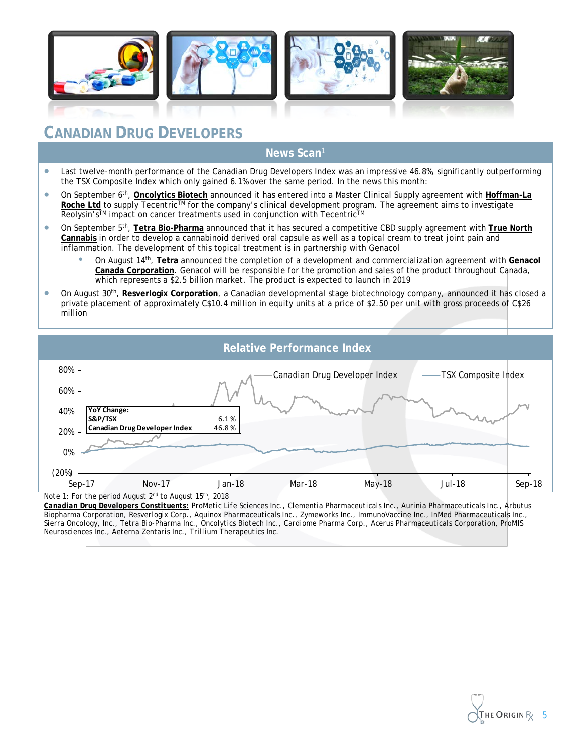# CANADIAN DRUG DEVELOPERS

## News Scan[1]

- Last twelve-month performance of the Canadian Drug Developers Index was an impressive 46.8%, significantly outperforming the TSX Composite Index which only gained 6.1% over the same period. In the news this month:
- On September 6th, **Oncolytics Biotech** announced it has entered into a Master Clinical Supply agreement with **Hoffman-La Roche Ltd** to supply Tecentriq™ for the company's clinical development program. The agreement aims to investigate Reolysin's™ impact on cancer treatments used in conjunction with Tecentriq™
- On September 5th, **Tetra Bio-Pharma** announced that it has secured a competitive CBD supply agreement with **True North Cannabis** in order to develop a cannabinoid derived oral capsule as well as a topical cream to treat joint pain and inflammation. The development of this topical treatment is in partnership with Genacol
  - On August 14th, **Tetra** announced the completion of a development and commercialization agreement with **Genacol Canada Corporation**. Genacol will be responsible for the promotion and sales of the product throughout Canada, which represents a $2.5 billion market. The product is expected to launch in 2019
- On August 30th, **Resverlogix Corporation**, a Canadian developmental stage biotechnology company, announced it has closed a private placement of approximately C$10.4 million in equity units at a price of $2.50 per unit with gross proceeds of C$26 million

## Relative Performance Index

| YoY Change: | |
|---|---|
| S&P/TSX | 6.1 % |
| Canadian Drug Developer Index | 46.8 % |

Note 1: For the period August 2nd to August 15th, 2018

***Canadian Drug Developers Constituents:*** ProMetic Life Sciences Inc., Clementia Pharmaceuticals Inc., Aurinia Pharmaceuticals Inc., Arbutus Biopharma Corporation, Resverlogix Corp., Aquinox Pharmaceuticals Inc., Zymeworks Inc., ImmunoVaccine Inc., InMed Pharmaceuticals Inc., Sierra Oncology, Inc., Tetra Bio-Pharma Inc., Oncolytics Biotech Inc., Cardiome Pharma Corp., Acerus Pharmaceuticals Corporation, ProMIS Neurosciences Inc., Aeterna Zentaris Inc., Trillium Therapeutics Inc.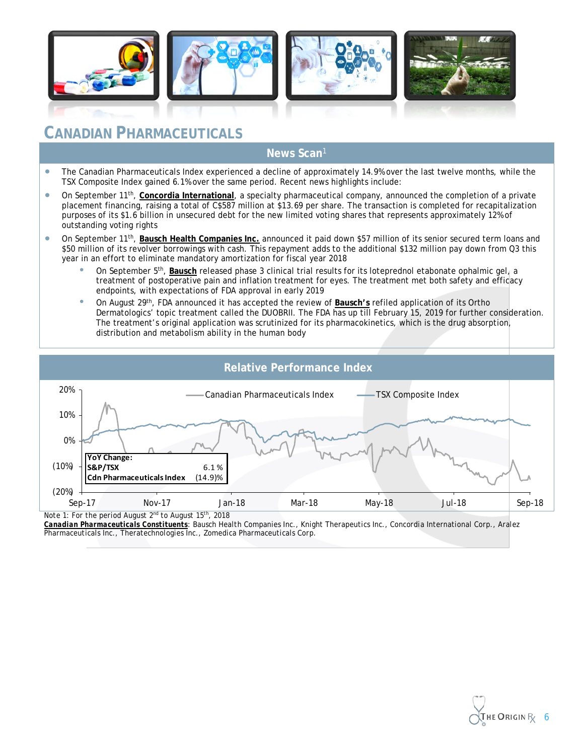# CANADIAN PHARMACEUTICALS

## News Scan[1]

- The Canadian Pharmaceuticals Index experienced a decline of approximately 14.9% over the last twelve months, while the TSX Composite Index gained 6.1% over the same period. Recent news highlights include:
- On September 11th, **Concordia International**, a specialty pharmaceutical company, announced the completion of a private placement financing, raising a total of C$587 million at $13.69 per share. The transaction is completed for recapitalization purposes of its $1.6 billion in unsecured debt for the new limited voting shares that represents approximately 12% of outstanding voting rights
- On September 11th, **Bausch Health Companies Inc.** announced it paid down $57 million of its senior secured term loans and $50 million of its revolver borrowings with cash. This repayment adds to the additional $132 million pay down from Q3 this year in an effort to eliminate mandatory amortization for fiscal year 2018
  - On September 5th, **Bausch** released phase 3 clinical trial results for its loteprednol etabonate ophalmic gel, a treatment of postoperative pain and inflation treatment for eyes. The treatment met both safety and efficacy endpoints, with expectations of FDA approval in early 2019
  - On August 29th, FDA announced it has accepted the review of **Bausch's** refiled application of its Ortho Dermatologics' topic treatment called the DUOBRII. The FDA has up till February 15, 2019 for further consideration. The treatment's original application was scrutinized for its pharmacokinetics, which is the drug absorption, distribution and metabolism ability in the human body

## Relative Performance Index

| YoY Change: | |
|---|---|
| S&P/TSX | 6.1 % |
| Cdn Pharmaceuticals Index | (14.9)% |

Note 1: For the period August 2nd to August 15th, 2018

***Canadian Pharmaceuticals Constituents***: Bausch Health Companies Inc., Knight Therapeutics Inc., Concordia International Corp., Aralez Pharmaceuticals Inc., Theratechnologies Inc., Zomedica Pharmaceuticals Corp.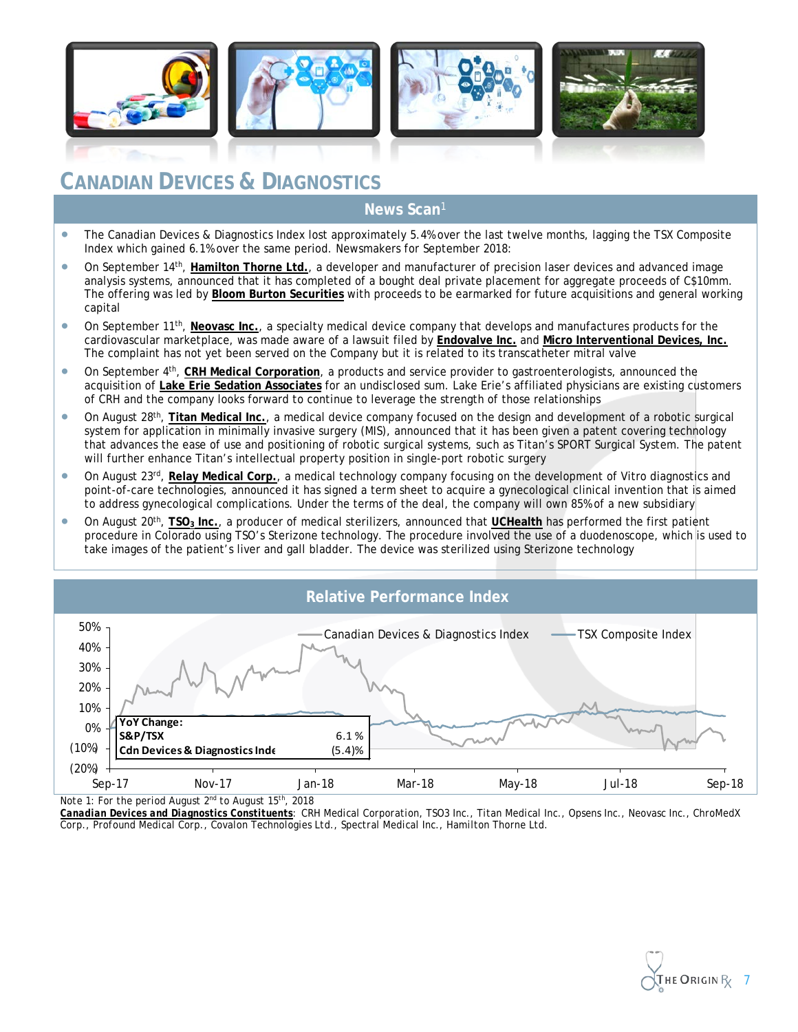# CANADIAN DEVICES & DIAGNOSTICS

## News Scan[1]

- The Canadian Devices & Diagnostics Index lost approximately 5.4% over the last twelve months, lagging the TSX Composite Index which gained 6.1% over the same period. Newsmakers for September 2018:
- On September 14th, **Hamilton Thorne Ltd.**, a developer and manufacturer of precision laser devices and advanced image analysis systems, announced that it has completed of a bought deal private placement for aggregate proceeds of C$10mm. The offering was led by **Bloom Burton Securities** with proceeds to be earmarked for future acquisitions and general working capital
- On September 11th, **Neovasc Inc.**, a specialty medical device company that develops and manufactures products for the cardiovascular marketplace, was made aware of a lawsuit filed by **Endovalve Inc.** and **Micro Interventional Devices, Inc.** The complaint has not yet been served on the Company but it is related to its transcatheter mitral valve
- On September 4th, **CRH Medical Corporation**, a products and service provider to gastroenterologists, announced the acquisition of **Lake Erie Sedation Associates** for an undisclosed sum. Lake Erie's affiliated physicians are existing customers of CRH and the company looks forward to continue to leverage the strength of those relationships
- On August 28th, **Titan Medical Inc.**, a medical device company focused on the design and development of a robotic surgical system for application in minimally invasive surgery (MIS), announced that it has been given a patent covering technology that advances the ease of use and positioning of robotic surgical systems, such as Titan's SPORT Surgical System. The patent will further enhance Titan's intellectual property position in single-port robotic surgery
- On August 23rd, **Relay Medical Corp.**, a medical technology company focusing on the development of Vitro diagnostics and point-of-care technologies, announced it has signed a term sheet to acquire a gynecological clinical invention that is aimed to address gynecological complications. Under the terms of the deal, the company will own 85% of a new subsidiary
- On August 20th, **$TSO_3$ Inc.**, a producer of medical sterilizers, announced that **UCHealth** has performed the first patient procedure in Colorado using TSO's Sterizone technology. The procedure involved the use of a duodenoscope, which is used to take images of the patient's liver and gall bladder. The device was sterilized using Sterizone technology

## Relative Performance Index

| YoY Change: | |
|---|---|
| S&P/TSX | 6.1 % |
| Cdn Devices & Diagnostics Index | (5.4)% |

Note 1: For the period August 2nd to August 15th, 2018

***Canadian Devices and Diagnostics Constituents***: CRH Medical Corporation, TSO3 Inc., Titan Medical Inc., Opsens Inc., Neovasc Inc., ChroMedX Corp., Profound Medical Corp., Covalon Technologies Ltd., Spectral Medical Inc., Hamilton Thorne Ltd.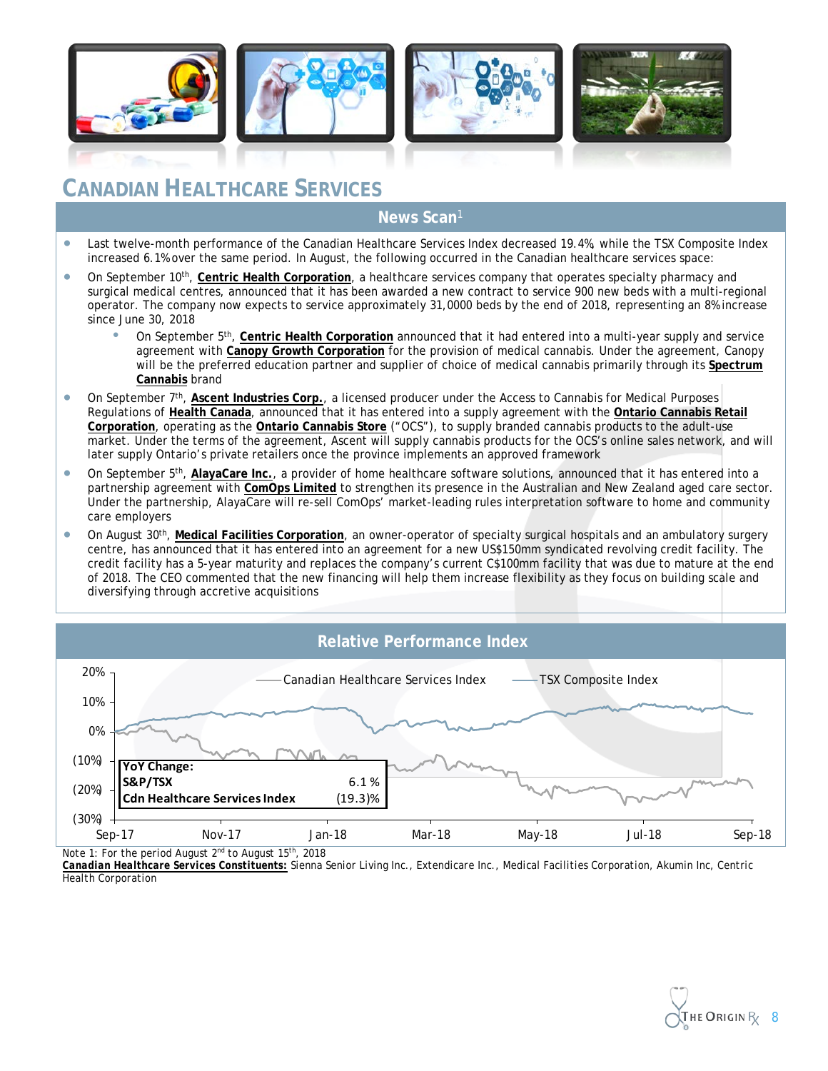# CANADIAN HEALTHCARE SERVICES

## News Scan[1]

- Last twelve-month performance of the Canadian Healthcare Services Index decreased 19.4%, while the TSX Composite Index increased 6.1% over the same period. In August, the following occurred in the Canadian healthcare services space:
- On September 10th, **Centric Health Corporation**, a healthcare services company that operates specialty pharmacy and surgical medical centres, announced that it has been awarded a new contract to service 900 new beds with a multi-regional operator. The company now expects to service approximately 31,0000 beds by the end of 2018, representing an 8% increase since June 30, 2018
  - On September 5th, **Centric Health Corporation** announced that it had entered into a multi-year supply and service agreement with **Canopy Growth Corporation** for the provision of medical cannabis. Under the agreement, Canopy will be the preferred education partner and supplier of choice of medical cannabis primarily through its **Spectrum Cannabis** brand
- On September 7th, **Ascent Industries Corp.**, a licensed producer under the Access to Cannabis for Medical Purposes Regulations of **Health Canada**, announced that it has entered into a supply agreement with the **Ontario Cannabis Retail Corporation**, operating as the **Ontario Cannabis Store** ("OCS"), to supply branded cannabis products to the adult-use market. Under the terms of the agreement, Ascent will supply cannabis products for the OCS's online sales network, and will later supply Ontario's private retailers once the province implements an approved framework
- On September 5th, **AlayaCare Inc.**, a provider of home healthcare software solutions, announced that it has entered into a partnership agreement with **ComOps Limited** to strengthen its presence in the Australian and New Zealand aged care sector. Under the partnership, AlayaCare will re-sell ComOps' market-leading rules interpretation software to home and community care employers
- On August 30th, **Medical Facilities Corporation**, an owner-operator of specialty surgical hospitals and an ambulatory surgery centre, has announced that it has entered into an agreement for a new US$150mm syndicated revolving credit facility. The credit facility has a 5-year maturity and replaces the company's current C$100mm facility that was due to mature at the end of 2018. The CEO commented that the new financing will help them increase flexibility as they focus on building scale and diversifying through accretive acquisitions

## Relative Performance Index

(Chart: Canadian Healthcare Services Index vs. TSX Composite Index, Sep-17 to Sep-18; y-axis from (30%) to 20%)

| YoY Change: | |
|---|---|
| S&P/TSX | 6.1 % |
| Cdn Healthcare Services Index | (19.3)% |

Note 1: For the period August 2nd to August 15th, 2018

***Canadian Healthcare Services Constituents:*** Sienna Senior Living Inc., Extendicare Inc., Medical Facilities Corporation, Akumin Inc, Centric Health Corporation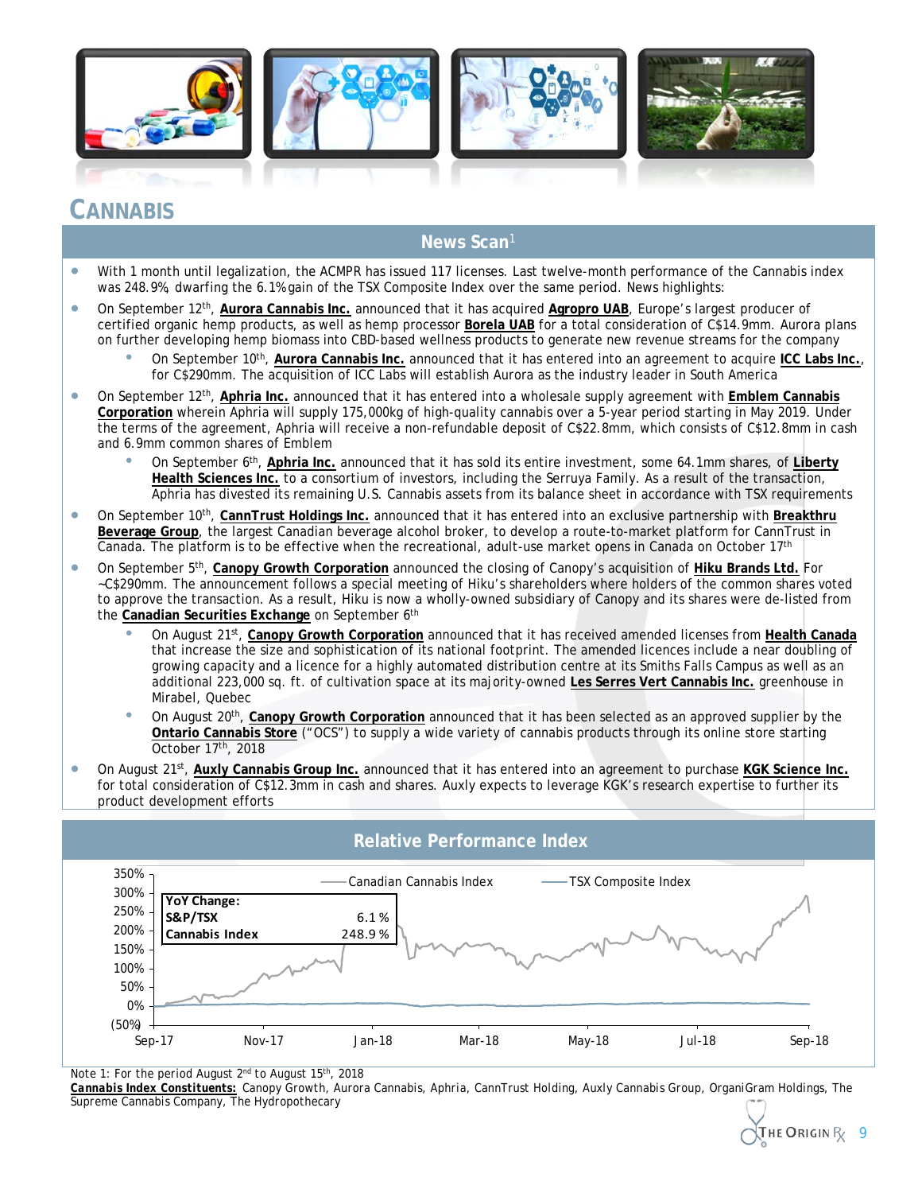# CANNABIS

## News Scan[1]

- With 1 month until legalization, the ACMPR has issued 117 licenses. Last twelve-month performance of the Cannabis index was 248.9%, dwarfing the 6.1% gain of the TSX Composite Index over the same period. News highlights:
- On September 12th, **Aurora Cannabis Inc.** announced that it has acquired **Agropro UAB**, Europe's largest producer of certified organic hemp products, as well as hemp processor **Borela UAB** for a total consideration of C$14.9mm. Aurora plans on further developing hemp biomass into CBD-based wellness products to generate new revenue streams for the company
  - On September 10th, **Aurora Cannabis Inc.** announced that it has entered into an agreement to acquire **ICC Labs Inc.**, for C$290mm. The acquisition of ICC Labs will establish Aurora as the industry leader in South America
- On September 12th, **Aphria Inc.** announced that it has entered into a wholesale supply agreement with **Emblem Cannabis Corporation** wherein Aphria will supply 175,000kg of high-quality cannabis over a 5-year period starting in May 2019. Under the terms of the agreement, Aphria will receive a non-refundable deposit of C$22.8mm, which consists of C$12.8mm in cash and 6.9mm common shares of Emblem
  - On September 6th, **Aphria Inc.** announced that it has sold its entire investment, some 64.1mm shares, of **Liberty Health Sciences Inc.** to a consortium of investors, including the Serruya Family. As a result of the transaction, Aphria has divested its remaining U.S. Cannabis assets from its balance sheet in accordance with TSX requirements
- On September 10th, **CannTrust Holdings Inc.** announced that it has entered into an exclusive partnership with **Breakthru Beverage Group**, the largest Canadian beverage alcohol broker, to develop a route-to-market platform for CannTrust in Canada. The platform is to be effective when the recreational, adult-use market opens in Canada on October 17th
- On September 5th, **Canopy Growth Corporation** announced the closing of Canopy's acquisition of **Hiku Brands Ltd.** For ~C$290mm. The announcement follows a special meeting of Hiku's shareholders where holders of the common shares voted to approve the transaction. As a result, Hiku is now a wholly-owned subsidiary of Canopy and its shares were de-listed from the **Canadian Securities Exchange** on September 6th
  - On August 21st, **Canopy Growth Corporation** announced that it has received amended licenses from **Health Canada** that increase the size and sophistication of its national footprint. The amended licences include a near doubling of growing capacity and a licence for a highly automated distribution centre at its Smiths Falls Campus as well as an additional 223,000 sq. ft. of cultivation space at its majority-owned **Les Serres Vert Cannabis Inc.** greenhouse in Mirabel, Quebec
  - On August 20th, **Canopy Growth Corporation** announced that it has been selected as an approved supplier by the **Ontario Cannabis Store** ("OCS") to supply a wide variety of cannabis products through its online store starting October 17th, 2018
- On August 21st, **Auxly Cannabis Group Inc.** announced that it has entered into an agreement to purchase **KGK Science Inc.** for total consideration of C$12.3mm in cash and shares. Auxly expects to leverage KGK's research expertise to further its product development efforts

## Relative Performance Index

| YoY Change: | |
|---|---|
| S&P/TSX | 6.1 % |
| Cannabis Index | 248.9 % |

Legend: Canadian Cannabis Index; TSX Composite Index. Y-axis: (50%) to 350%. X-axis: Sep-17, Nov-17, Jan-18, Mar-18, May-18, Jul-18, Sep-18.

Note 1: For the period August 2nd to August 15th, 2018

***Cannabis Index Constituents:*** Canopy Growth, Aurora Cannabis, Aphria, CannTrust Holding, Auxly Cannabis Group, OrganiGram Holdings, The Supreme Cannabis Company, The Hydropothecary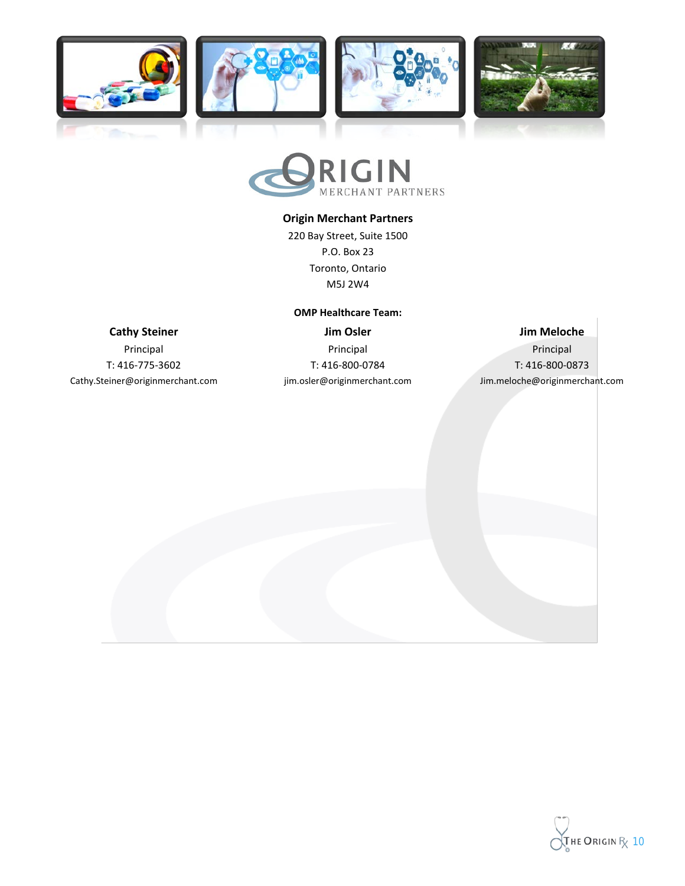**Origin Merchant Partners**

220 Bay Street, Suite 1500
P.O. Box 23
Toronto, Ontario
M5J 2W4

**OMP Healthcare Team:**

**Cathy Steiner**
Principal
T: 416-775-3602
Cathy.Steiner@originmerchant.com

**Jim Osler**
Principal
T: 416-800-0784
jim.osler@originmerchant.com

**Jim Meloche**
Principal
T: 416-800-0873
Jim.meloche@originmerchant.com